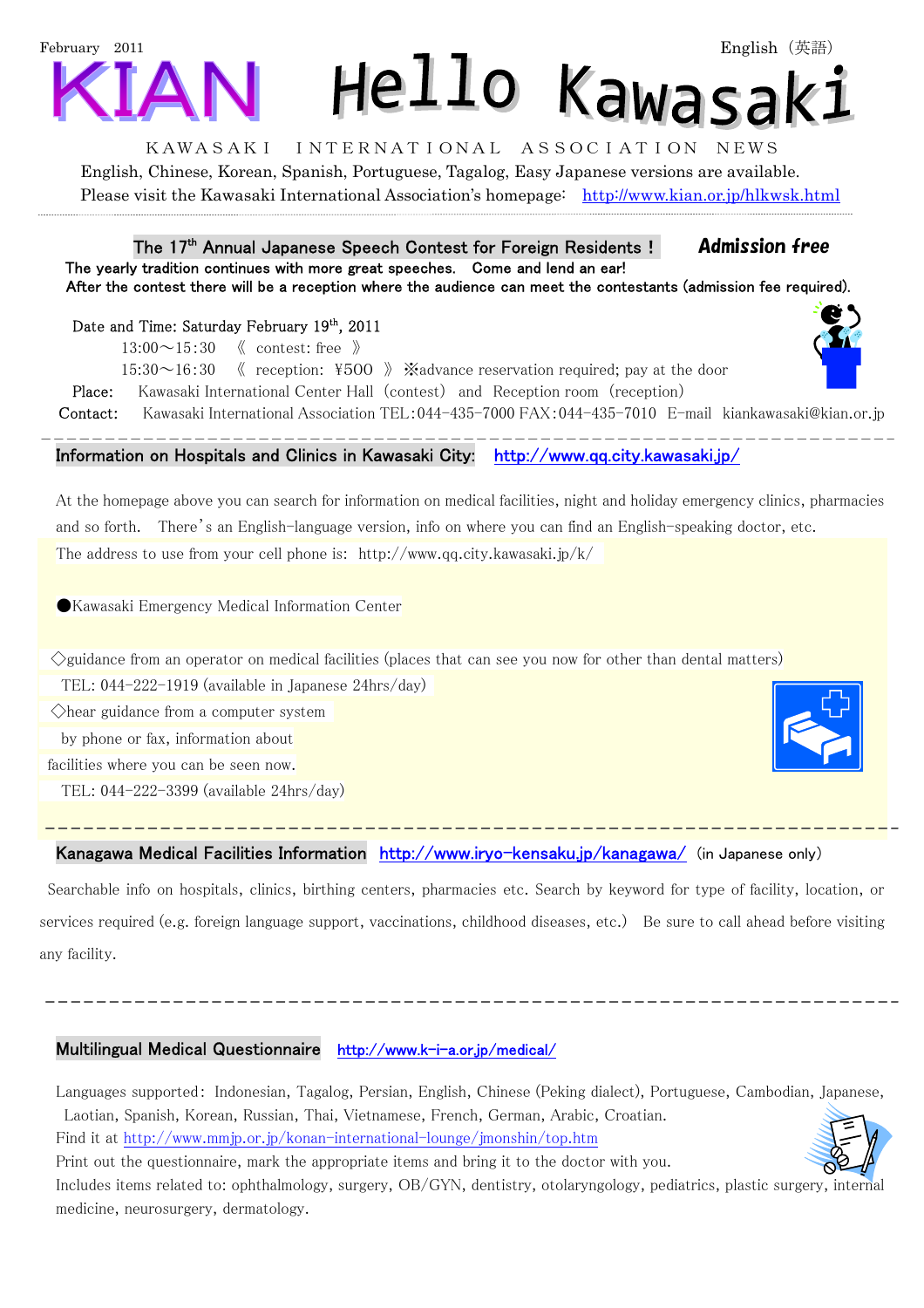February 2011 English（英語）

# KIAN Hello Kawasaki

KAWASAKI INTERNATIONAL ASSOCIATION NEWS

English, Chinese, Korean, Spanish, Portuguese, Tagalog, Easy Japanese versions are available.
Please visit the Kawasaki International Association's homepage: http://www.kian.or.jp/hlkwsk.html

---

## The 17th Annual Japanese Speech Contest for Foreign Residents！ *Admission free*

**The yearly tradition continues with more great speeches. Come and lend an ear!**
**After the contest there will be a reception where the audience can meet the contestants (admission fee required).**

Date and Time: Saturday February 19th, 2011

13:00～15:30 《 contest: free 》

15:30～16:30 《 reception: ¥500 》※advance reservation required; pay at the door

Place: Kawasaki International Center Hall (contest) and Reception room (reception)

Contact: Kawasaki International Association TEL:044-435-7000 FAX:044-435-7010 E-mail kiankawasaki@kian.or.jp

---

## Information on Hospitals and Clinics in Kawasaki City: http://www.qq.city.kawasaki.jp/

At the homepage above you can search for information on medical facilities, night and holiday emergency clinics, pharmacies and so forth. There's an English-language version, info on where you can find an English-speaking doctor, etc.

The address to use from your cell phone is: http://www.qq.city.kawasaki.jp/k/

●Kawasaki Emergency Medical Information Center

◇guidance from an operator on medical facilities (places that can see you now for other than dental matters)
TEL: 044-222-1919 (available in Japanese 24hrs/day)

◇hear guidance from a computer system by phone or fax, information about facilities where you can be seen now.
TEL: 044-222-3399 (available 24hrs/day)

---

## Kanagawa Medical Facilities Information http://www.iryo-kensaku.jp/kanagawa/ (in Japanese only)

Searchable info on hospitals, clinics, birthing centers, pharmacies etc. Search by keyword for type of facility, location, or services required (e.g. foreign language support, vaccinations, childhood diseases, etc.) Be sure to call ahead before visiting any facility.

---

## Multilingual Medical Questionnaire http://www.k-i-a.or.jp/medical/

Languages supported: Indonesian, Tagalog, Persian, English, Chinese (Peking dialect), Portuguese, Cambodian, Japanese, Laotian, Spanish, Korean, Russian, Thai, Vietnamese, French, German, Arabic, Croatian.

Find it at http://www.mmjp.or.jp/konan-international-lounge/jmonshin/top.htm

Print out the questionnaire, mark the appropriate items and bring it to the doctor with you.

Includes items related to: ophthalmology, surgery, OB/GYN, dentistry, otolaryngology, pediatrics, plastic surgery, internal medicine, neurosurgery, dermatology.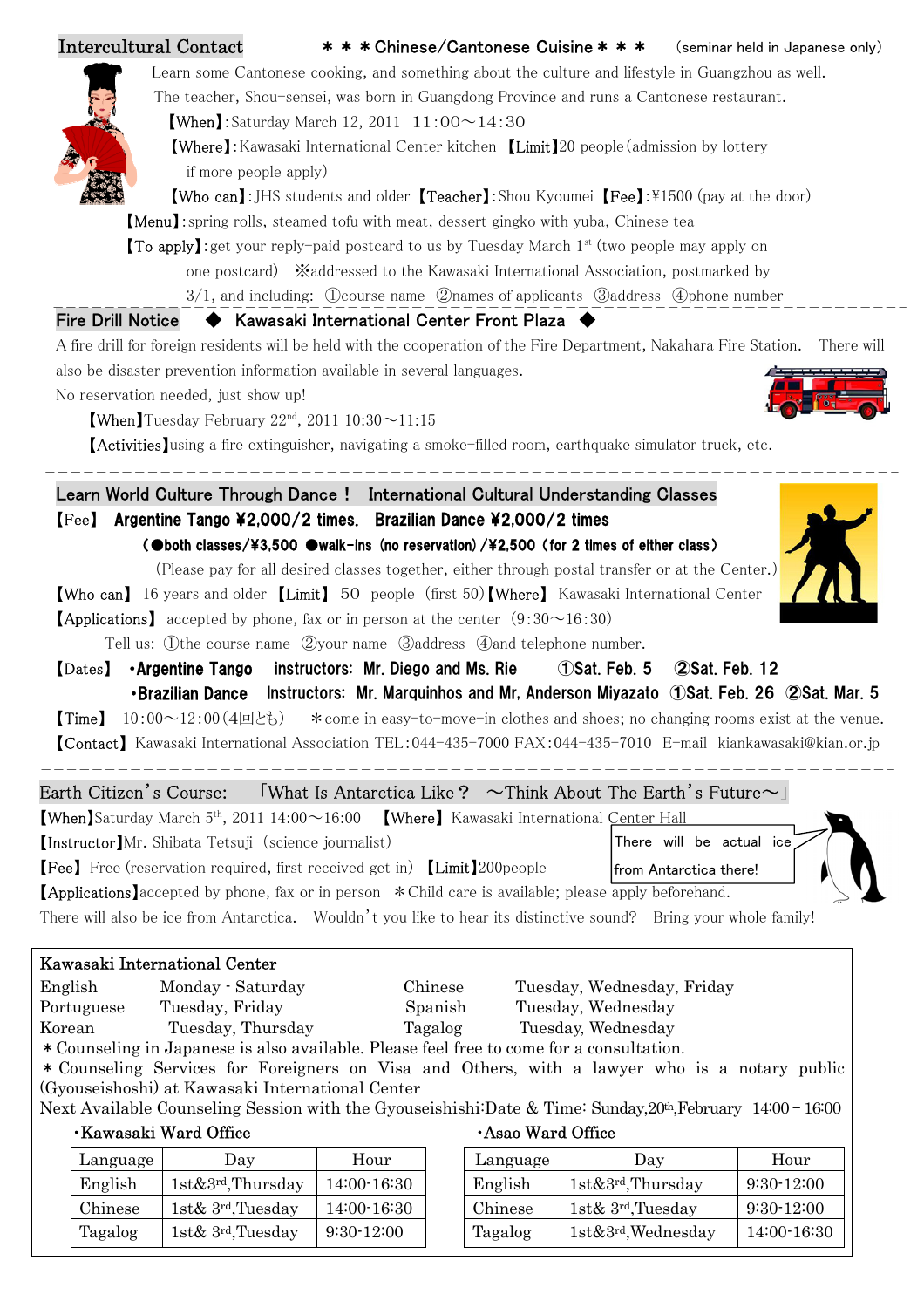## Intercultural Contact　　＊＊＊Chinese/Cantonese Cuisine＊＊＊　（seminar held in Japanese only）

Learn some Cantonese cooking, and something about the culture and lifestyle in Guangzhou as well.
The teacher, Shou-sensei, was born in Guangdong Province and runs a Cantonese restaurant.

【When】: Saturday March 12, 2011　11:00～14:30

【Where】: Kawasaki International Center kitchen　【Limit】20 people (admission by lottery if more people apply)

【Who can】: JHS students and older　【Teacher】: Shou Kyoumei　【Fee】: ¥1500 (pay at the door)

【Menu】: spring rolls, steamed tofu with meat, dessert gingko with yuba, Chinese tea

【To apply】: get your reply-paid postcard to us by Tuesday March 1st (two people may apply on one postcard)　※addressed to the Kawasaki International Association, postmarked by 3/1, and including: ①course name　②names of applicants　③address　④phone number

---

## Fire Drill Notice　◆ Kawasaki International Center Front Plaza ◆

A fire drill for foreign residents will be held with the cooperation of the Fire Department, Nakahara Fire Station.　There will also be disaster prevention information available in several languages.

No reservation needed, just show up!

【When】Tuesday February 22nd, 2011 10:30～11:15

【Activities】using a fire extinguisher, navigating a smoke-filled room, earthquake simulator truck, etc.

---

## Learn World Culture Through Dance !　International Cultural Understanding Classes

【Fee】　**Argentine Tango ¥2,000/2 times.　Brazilian Dance ¥2,000/2 times**

**（●both classes/¥3,500　●walk-ins (no reservation) /¥2,500 (for 2 times of either class)**

(Please pay for all desired classes together, either through postal transfer or at the Center.)

【Who can】 16 years and older　【Limit】 50 people (first 50)【Where】 Kawasaki International Center

【Applications】 accepted by phone, fax or in person at the center (9:30～16:30)

Tell us: ①the course name　②your name　③address　④and telephone number.

【Dates】 **・Argentine Tango　instructors: Mr. Diego and Ms. Rie　①Sat. Feb. 5　②Sat. Feb. 12**

**・Brazilian Dance　Instructors: Mr. Marquinhos and Mr. Anderson Miyazato　①Sat. Feb. 26　②Sat. Mar. 5**

【Time】 10:00～12:00(4回とも)　＊come in easy-to-move-in clothes and shoes; no changing rooms exist at the venue.

【Contact】Kawasaki International Association TEL:044-435-7000 FAX:044-435-7010　E-mail　kiankawasaki@kian.or.jp

---

## Earth Citizen's Course:　「What Is Antarctica Like？　～Think About The Earth's Future～」

【When】Saturday March 5th, 2011 14:00～16:00　【Where】Kawasaki International Center Hall

【Instructor】Mr. Shibata Tetsuji (science journalist)

【Fee】 Free (reservation required, first received get in)　【Limit】200people

【Applications】accepted by phone, fax or in person　＊Child care is available; please apply beforehand.

There will also be ice from Antarctica.　Wouldn't you like to hear its distinctive sound?　Bring your whole family!

There will be actual ice from Antarctica there!

---

**Kawasaki International Center**

| | | | |
|---|---|---|---|
| English | Monday - Saturday | Chinese | Tuesday, Wednesday, Friday |
| Portuguese | Tuesday, Friday | Spanish | Tuesday, Wednesday |
| Korean | Tuesday, Thursday | Tagalog | Tuesday, Wednesday |

＊Counseling in Japanese is also available. Please feel free to come for a consultation.

＊Counseling Services for Foreigners on Visa and Others, with a lawyer who is a notary public (Gyouseishoshi) at Kawasaki International Center

Next Available Counseling Session with the Gyouseishoshi: Date & Time: Sunday, 20th, February　14:00 - 16:00

**・Kawasaki Ward Office**

| Language | Day | Hour |
|---|---|---|
| English | 1st&3rd,Thursday | 14:00-16:30 |
| Chinese | 1st& 3rd,Tuesday | 14:00-16:30 |
| Tagalog | 1st& 3rd,Tuesday | 9:30-12:00 |

**・Asao Ward Office**

| Language | Day | Hour |
|---|---|---|
| English | 1st&3rd,Thursday | 9:30-12:00 |
| Chinese | 1st& 3rd,Tuesday | 9:30-12:00 |
| Tagalog | 1st&3rd,Wednesday | 14:00-16:30 |